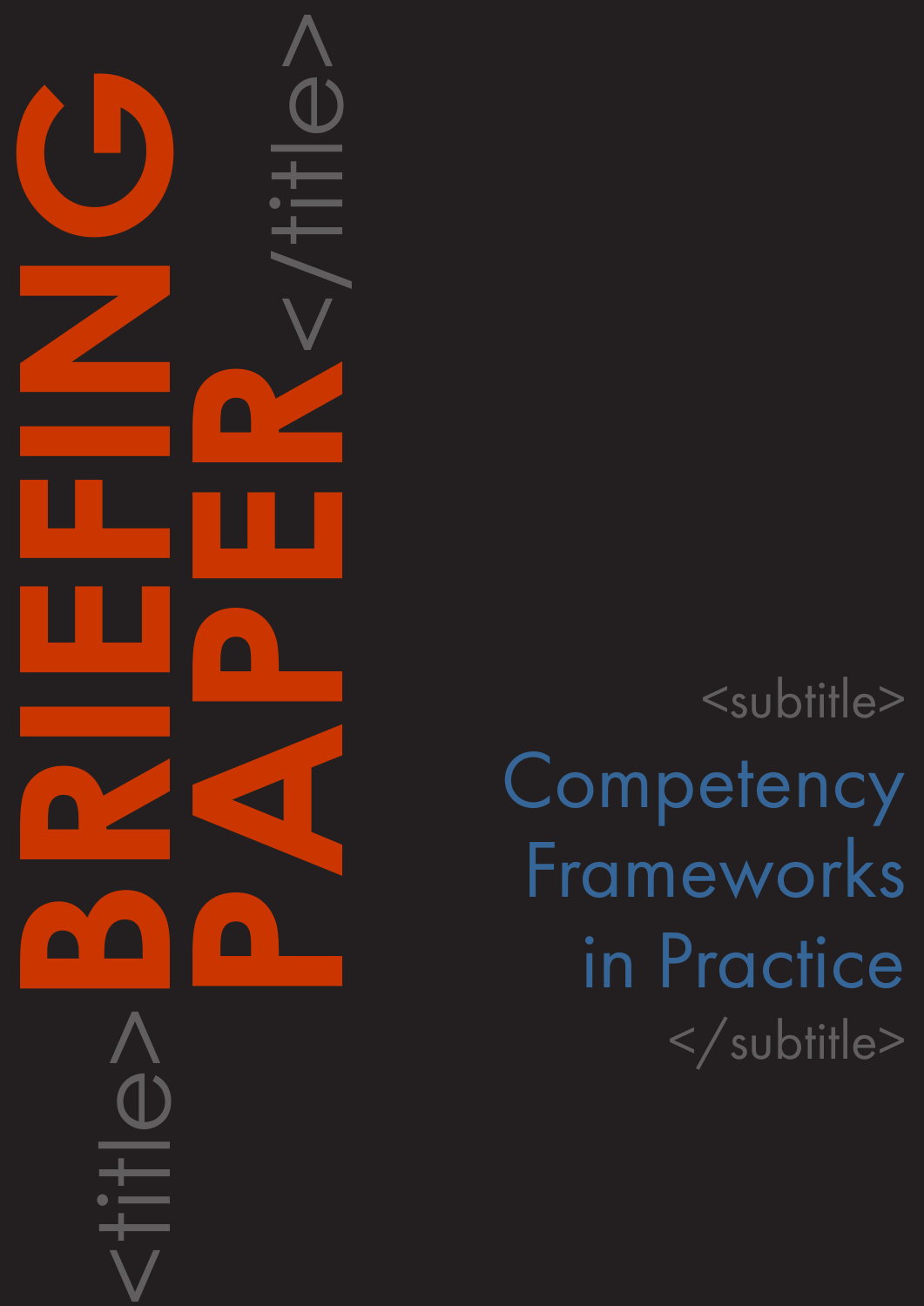<title>

# BRIEFING PAPER

</title>

<subtitle>

## Competency Frameworks in Practice

</subtitle>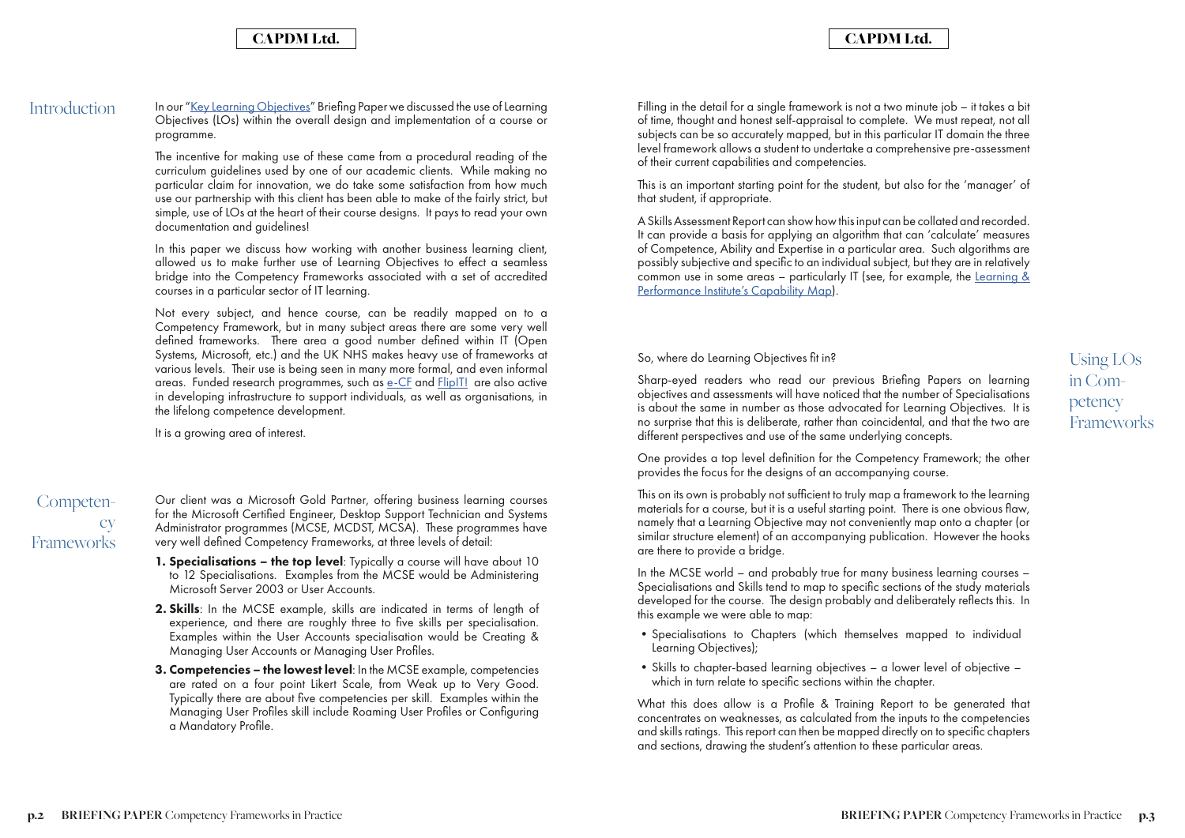## Introduction

In our "[Key Learning Objectives]" Briefing Paper we discussed the use of Learning Objectives (LOs) within the overall design and implementation of a course or programme.

The incentive for making use of these came from a procedural reading of the curriculum guidelines used by one of our academic clients. While making no particular claim for innovation, we do take some satisfaction from how much use our partnership with this client has been able to make of the fairly strict, but simple, use of LOs at the heart of their course designs. It pays to read your own documentation and guidelines!

In this paper we discuss how working with another business learning client, allowed us to make further use of Learning Objectives to effect a seamless bridge into the Competency Frameworks associated with a set of accredited courses in a particular sector of IT learning.

Not every subject, and hence course, can be readily mapped on to a Competency Framework, but in many subject areas there are some very well defined frameworks. There area a good number defined within IT (Open Systems, Microsoft, etc.) and the UK NHS makes heavy use of frameworks at various levels. Their use is being seen in many more formal, and even informal areas. Funded research programmes, such as e-CF and FlipIT! are also active in developing infrastructure to support individuals, as well as organisations, in the lifelong competence development.

It is a growing area of interest.

## Competency Frameworks

Our client was a Microsoft Gold Partner, offering business learning courses for the Microsoft Certified Engineer, Desktop Support Technician and Systems Administrator programmes (MCSE, MCDST, MCSA). These programmes have very well defined Competency Frameworks, at three levels of detail:

1. **Specialisations – the top level**: Typically a course will have about 10 to 12 Specialisations. Examples from the MCSE would be Administering Microsoft Server 2003 or User Accounts.
2. **Skills**: In the MCSE example, skills are indicated in terms of length of experience, and there are roughly three to five skills per specialisation. Examples within the User Accounts specialisation would be Creating & Managing User Accounts or Managing User Profiles.
3. **Competencies – the lowest level**: In the MCSE example, competencies are rated on a four point Likert Scale, from Weak up to Very Good. Typically there are about five competencies per skill. Examples within the Managing User Profiles skill include Roaming User Profiles or Configuring a Mandatory Profile.

Filling in the detail for a single framework is not a two minute job – it takes a bit of time, thought and honest self-appraisal to complete. We must repeat, not all subjects can be so accurately mapped, but in this particular IT domain the three level framework allows a student to undertake a comprehensive pre-assessment of their current capabilities and competencies.

This is an important starting point for the student, but also for the 'manager' of that student, if appropriate.

A Skills Assessment Report can show how this input can be collated and recorded. It can provide a basis for applying an algorithm that can 'calculate' measures of Competence, Ability and Expertise in a particular area. Such algorithms are possibly subjective and specific to an individual subject, but they are in relatively common use in some areas – particularly IT (see, for example, the Learning & Performance Institute's Capability Map).

## Using LOs in Competency Frameworks

So, where do Learning Objectives fit in?

Sharp-eyed readers who read our previous Briefing Papers on learning objectives and assessments will have noticed that the number of Specialisations is about the same in number as those advocated for Learning Objectives. It is no surprise that this is deliberate, rather than coincidental, and that the two are different perspectives and use of the same underlying concepts.

One provides a top level definition for the Competency Framework; the other provides the focus for the designs of an accompanying course.

This on its own is probably not sufficient to truly map a framework to the learning materials for a course, but it is a useful starting point. There is one obvious flaw, namely that a Learning Objective may not conveniently map onto a chapter (or similar structure element) of an accompanying publication. However the hooks are there to provide a bridge.

In the MCSE world – and probably true for many business learning courses – Specialisations and Skills tend to map to specific sections of the study materials developed for the course. The design probably and deliberately reflects this. In this example we were able to map:

- Specialisations to Chapters (which themselves mapped to individual Learning Objectives);
- Skills to chapter-based learning objectives – a lower level of objective – which in turn relate to specific sections within the chapter.

What this does allow is a Profile & Training Report to be generated that concentrates on weaknesses, as calculated from the inputs to the competencies and skills ratings. This report can then be mapped directly on to specific chapters and sections, drawing the student's attention to these particular areas.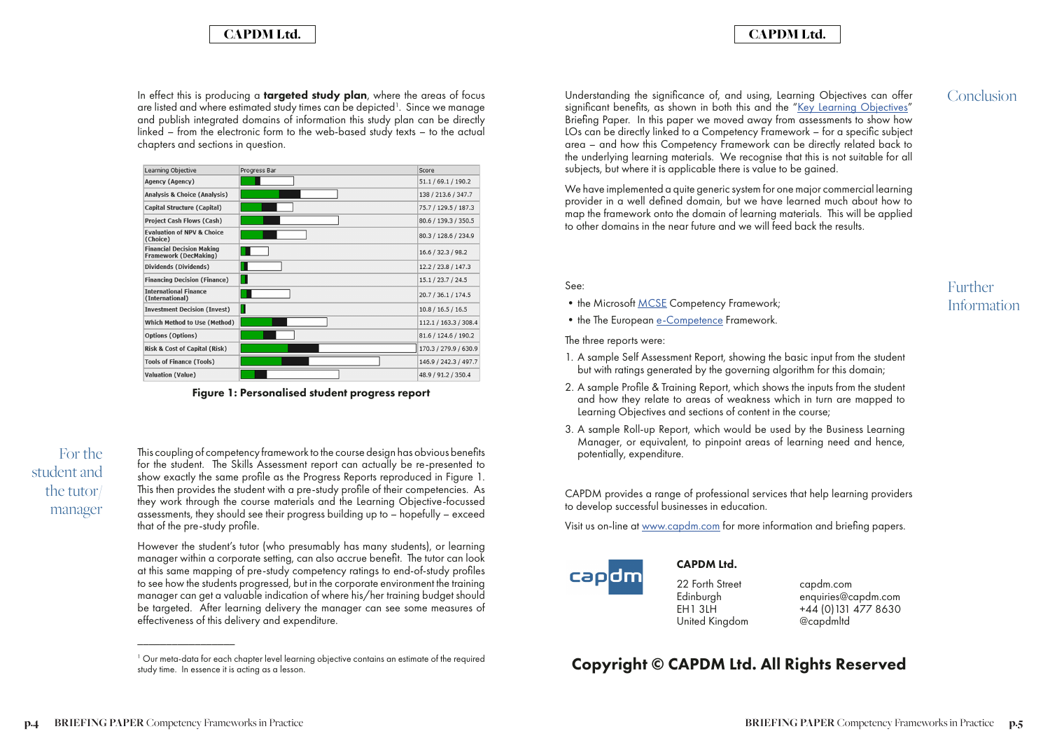In effect this is producing a **targeted study plan**, where the areas of focus are listed and where estimated study times can be depicted[1]. Since we manage and publish integrated domains of information this study plan can be directly linked – from the electronic form to the web-based study texts – to the actual chapters and sections in question.

| Learning Objective | Progress Bar | Score |
|---|---|---|
| Agency (Agency) | | 51.1 / 69.1 / 190.2 |
| Analysis & Choice (Analysis) | | 138 / 213.6 / 347.7 |
| Capital Structure (Capital) | | 75.7 / 129.5 / 187.3 |
| Project Cash Flows (Cash) | | 80.6 / 139.3 / 350.5 |
| Evaluation of NPV & Choice (Choice) | | 80.3 / 128.6 / 234.9 |
| Financial Decision Making Framework (DecMaking) | | 16.6 / 32.3 / 98.2 |
| Dividends (Dividends) | | 12.2 / 23.8 / 147.3 |
| Financing Decision (Finance) | | 15.1 / 23.7 / 24.5 |
| International Finance (International) | | 20.7 / 36.1 / 174.5 |
| Investment Decision (Invest) | | 10.8 / 16.5 / 16.5 |
| Which Method to Use (Method) | | 112.1 / 163.3 / 308.4 |
| Options (Options) | | 81.6 / 124.6 / 190.2 |
| Risk & Cost of Capital (Risk) | | 170.3 / 279.9 / 630.9 |
| Tools of Finance (Tools) | | 146.9 / 242.3 / 497.7 |
| Valuation (Value) | | 48.9 / 91.2 / 350.4 |

**Figure 1: Personalised student progress report**

## For the student and the tutor/manager

This coupling of competency framework to the course design has obvious benefits for the student. The Skills Assessment report can actually be re-presented to show exactly the same profile as the Progress Reports reproduced in Figure 1. This then provides the student with a pre-study profile of their competencies. As they work through the course materials and the Learning Objective-focussed assessments, they should see their progress building up to – hopefully – exceed that of the pre-study profile.

However the student's tutor (who presumably has many students), or learning manager within a corporate setting, can also accrue benefit. The tutor can look at this same mapping of pre-study competency ratings to end-of-study profiles to see how the students progressed, but in the corporate environment the training manager can get a valuable indication of where his/her training budget should be targeted. After learning delivery the manager can see some measures of effectiveness of this delivery and expenditure.

[1] Our meta-data for each chapter level learning objective contains an estimate of the required study time. In essence it is acting as a lesson.

## Conclusion

Understanding the significance of, and using, Learning Objectives can offer significant benefits, as shown in both this and the "Key Learning Objectives" Briefing Paper. In this paper we moved away from assessments to show how LOs can be directly linked to a Competency Framework – for a specific subject area – and how this Competency Framework can be directly related back to the underlying learning materials. We recognise that this is not suitable for all subjects, but where it is applicable there is value to be gained.

We have implemented a quite generic system for one major commercial learning provider in a well defined domain, but we have learned much about how to map the framework onto the domain of learning materials. This will be applied to other domains in the near future and we will feed back the results.

## Further Information

See:

- the Microsoft MCSE Competency Framework;
- the The European e-Competence Framework.

The three reports were:

1. A sample Self Assessment Report, showing the basic input from the student but with ratings generated by the governing algorithm for this domain;
2. A sample Profile & Training Report, which shows the inputs from the student and how they relate to areas of weakness which in turn are mapped to Learning Objectives and sections of content in the course;
3. A sample Roll-up Report, which would be used by the Business Learning Manager, or equivalent, to pinpoint areas of learning need and hence, potentially, expenditure.

CAPDM provides a range of professional services that help learning providers to develop successful businesses in education.

Visit us on-line at www.capdm.com for more information and briefing papers.

capdm

**CAPDM Ltd.**

22 Forth Street
Edinburgh
EH1 3LH
United Kingdom

capdm.com
enquiries@capdm.com
+44 (0)131 477 8630
@capdmltd

**Copyright © CAPDM Ltd. All Rights Reserved**